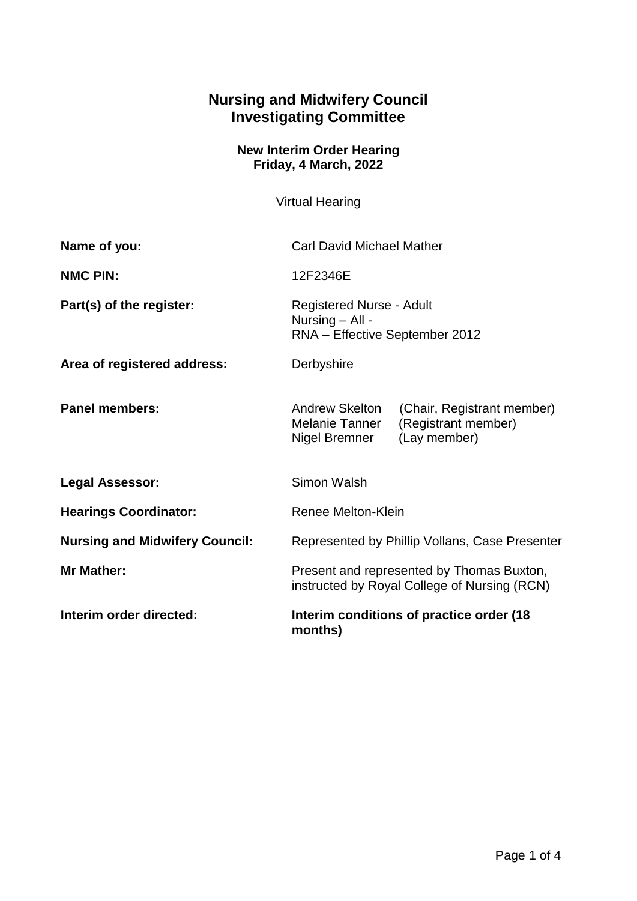# Nursing and Midwifery Council
# Investigating Committee

**New Interim Order Hearing**
**Friday, 4 March, 2022**

Virtual Hearing

| | |
|---|---|
| **Name of you:** | Carl David Michael Mather |
| **NMC PIN:** | 12F2346E |
| **Part(s) of the register:** | Registered Nurse - Adult<br>Nursing – All -<br>RNA – Effective September 2012 |
| **Area of registered address:** | Derbyshire |
| **Panel members:** | Andrew Skelton (Chair, Registrant member)<br>Melanie Tanner (Registrant member)<br>Nigel Bremner (Lay member) |
| **Legal Assessor:** | Simon Walsh |
| **Hearings Coordinator:** | Renee Melton-Klein |
| **Nursing and Midwifery Council:** | Represented by Phillip Vollans, Case Presenter |
| **Mr Mather:** | Present and represented by Thomas Buxton, instructed by Royal College of Nursing (RCN) |
| **Interim order directed:** | **Interim conditions of practice order (18 months)** |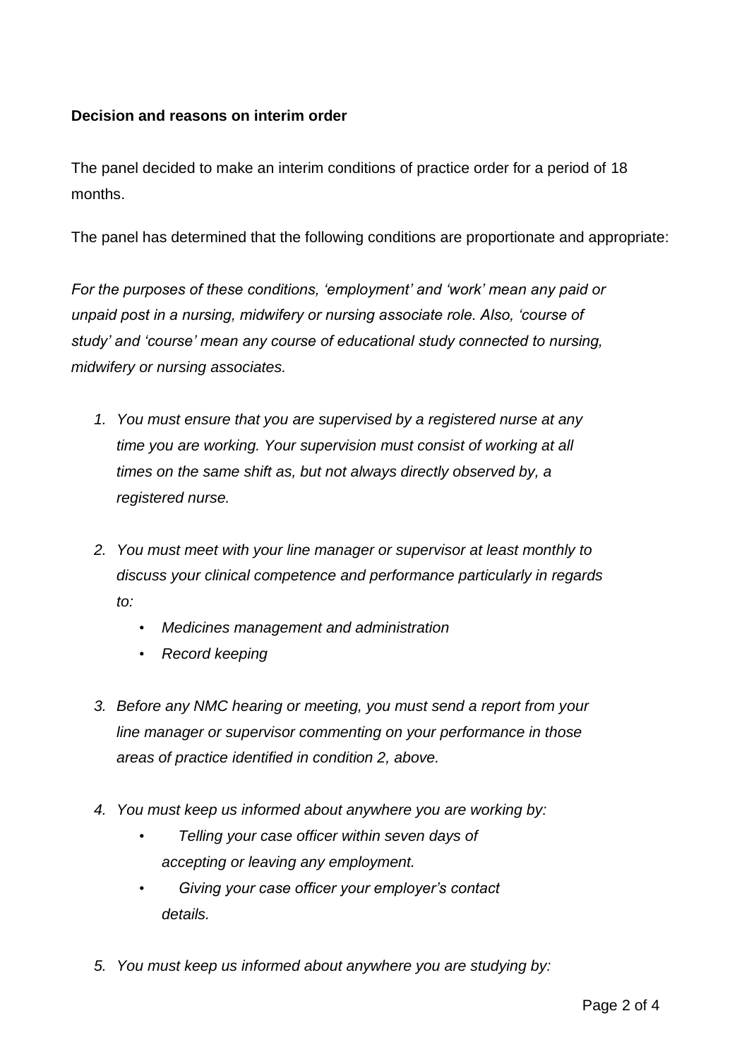**Decision and reasons on interim order**

The panel decided to make an interim conditions of practice order for a period of 18 months.

The panel has determined that the following conditions are proportionate and appropriate:

*For the purposes of these conditions, 'employment' and 'work' mean any paid or unpaid post in a nursing, midwifery or nursing associate role. Also, 'course of study' and 'course' mean any course of educational study connected to nursing, midwifery or nursing associates.*

1. *You must ensure that you are supervised by a registered nurse at any time you are working. Your supervision must consist of working at all times on the same shift as, but not always directly observed by, a registered nurse.*

2. *You must meet with your line manager or supervisor at least monthly to discuss your clinical competence and performance particularly in regards to:*
   - *Medicines management and administration*
   - *Record keeping*

3. *Before any NMC hearing or meeting, you must send a report from your line manager or supervisor commenting on your performance in those areas of practice identified in condition 2, above.*

4. *You must keep us informed about anywhere you are working by:*
   - *Telling your case officer within seven days of accepting or leaving any employment.*
   - *Giving your case officer your employer's contact details.*

5. *You must keep us informed about anywhere you are studying by:*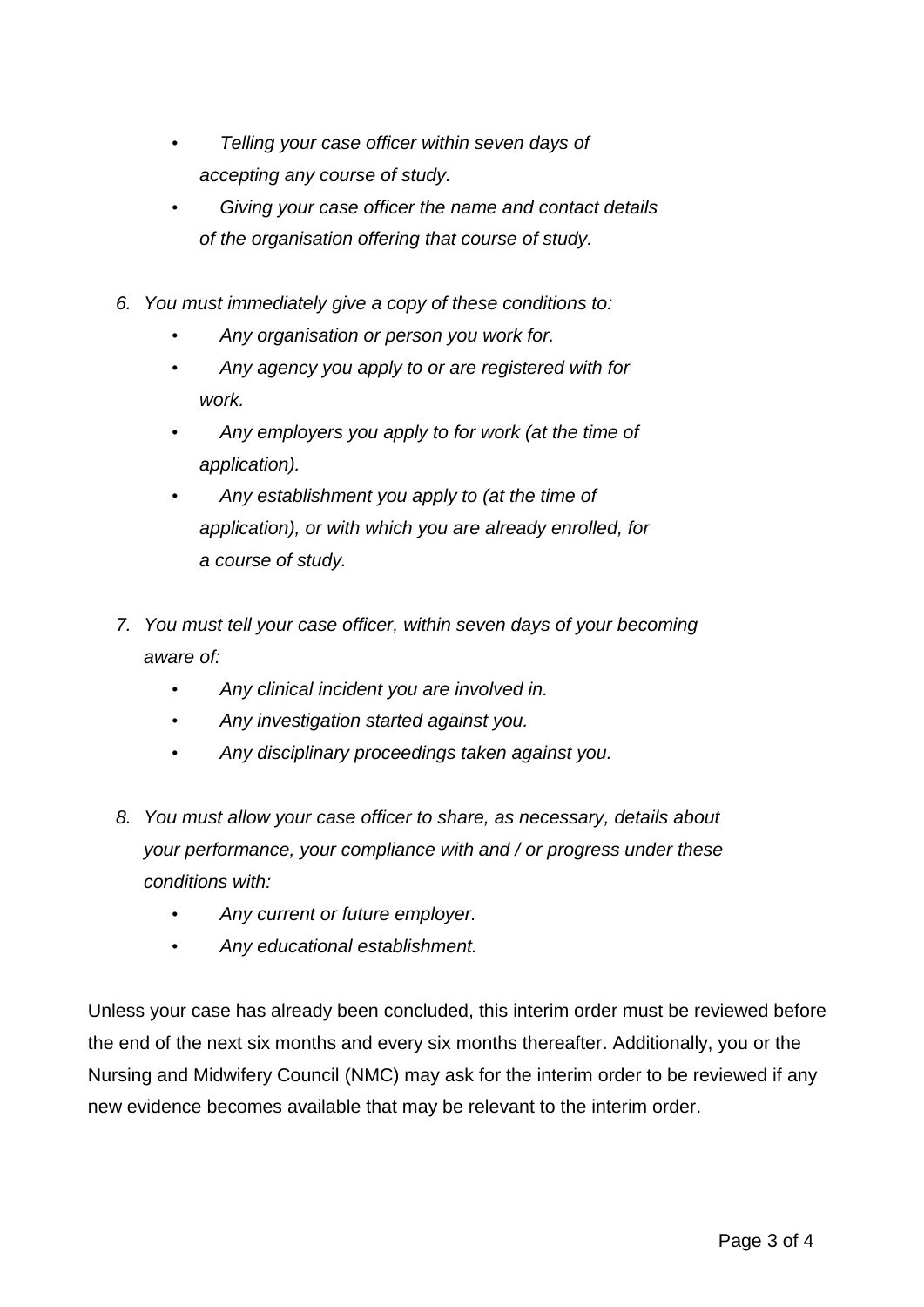- *Telling your case officer within seven days of accepting any course of study.*
- *Giving your case officer the name and contact details of the organisation offering that course of study.*

6. *You must immediately give a copy of these conditions to:*
   - *Any organisation or person you work for.*
   - *Any agency you apply to or are registered with for work.*
   - *Any employers you apply to for work (at the time of application).*
   - *Any establishment you apply to (at the time of application), or with which you are already enrolled, for a course of study.*

7. *You must tell your case officer, within seven days of your becoming aware of:*
   - *Any clinical incident you are involved in.*
   - *Any investigation started against you.*
   - *Any disciplinary proceedings taken against you.*

8. *You must allow your case officer to share, as necessary, details about your performance, your compliance with and / or progress under these conditions with:*
   - *Any current or future employer.*
   - *Any educational establishment.*

Unless your case has already been concluded, this interim order must be reviewed before the end of the next six months and every six months thereafter. Additionally, you or the Nursing and Midwifery Council (NMC) may ask for the interim order to be reviewed if any new evidence becomes available that may be relevant to the interim order.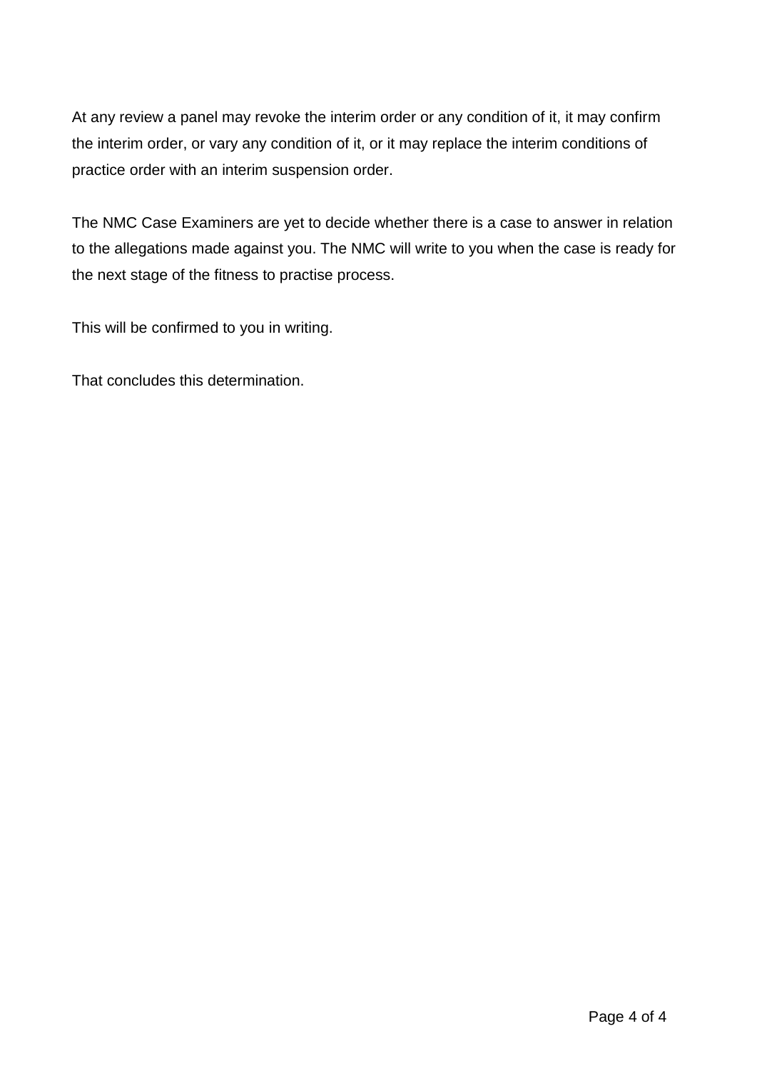At any review a panel may revoke the interim order or any condition of it, it may confirm the interim order, or vary any condition of it, or it may replace the interim conditions of practice order with an interim suspension order.

The NMC Case Examiners are yet to decide whether there is a case to answer in relation to the allegations made against you. The NMC will write to you when the case is ready for the next stage of the fitness to practise process.

This will be confirmed to you in writing.

That concludes this determination.